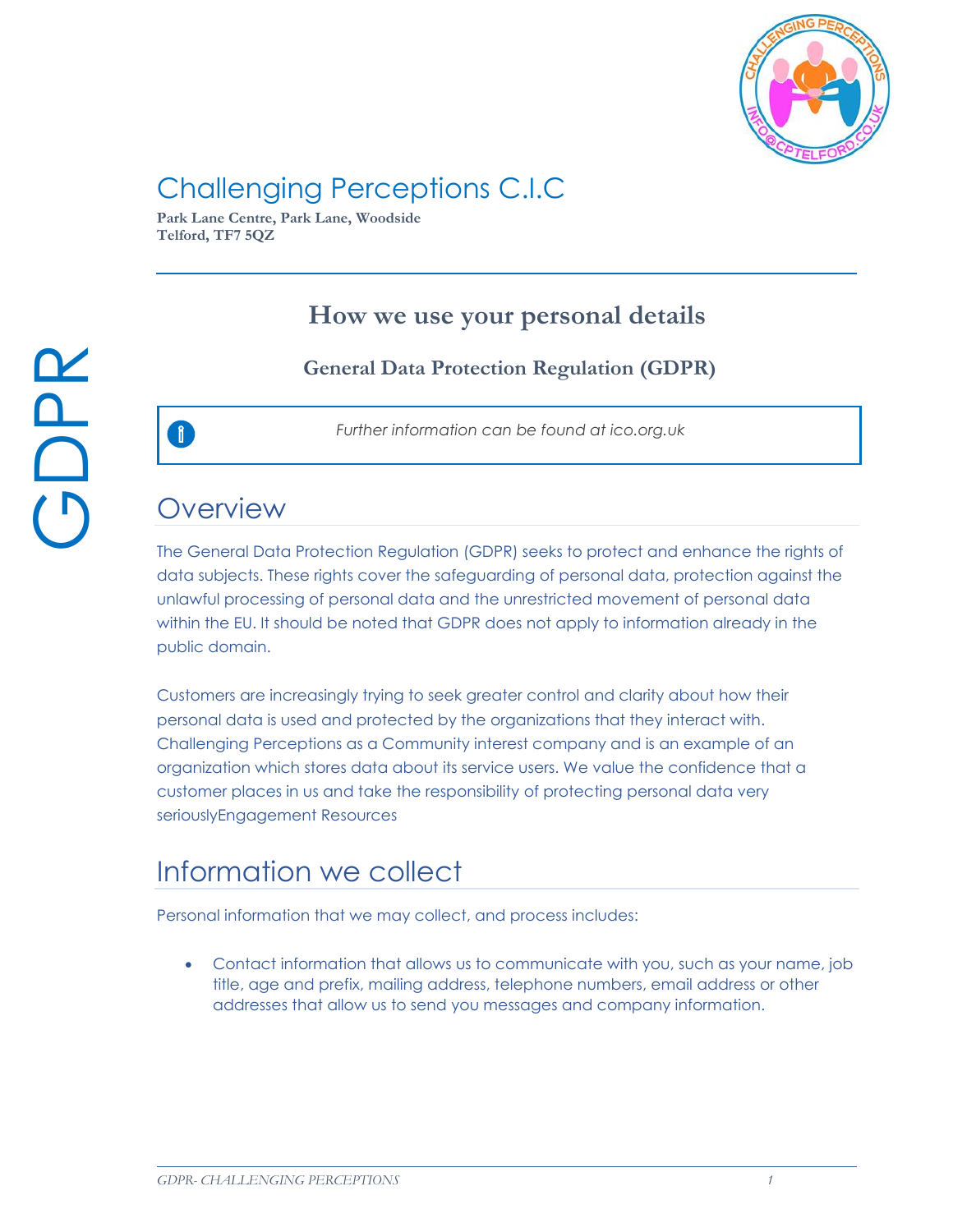# Challenging Perceptions C.I.C

**Park Lane Centre, Park Lane, Woodside**
**Telford, TF7 5QZ**

GDPR

## How we use your personal details

### General Data Protection Regulation (GDPR)

*Further information can be found at ico.org.uk*

## Overview

The General Data Protection Regulation (GDPR) seeks to protect and enhance the rights of data subjects. These rights cover the safeguarding of personal data, protection against the unlawful processing of personal data and the unrestricted movement of personal data within the EU. It should be noted that GDPR does not apply to information already in the public domain.

Customers are increasingly trying to seek greater control and clarity about how their personal data is used and protected by the organizations that they interact with. Challenging Perceptions as a Community interest company and is an example of an organization which stores data about its service users. We value the confidence that a customer places in us and take the responsibility of protecting personal data very seriouslyEngagement Resources

## Information we collect

Personal information that we may collect, and process includes:

- Contact information that allows us to communicate with you, such as your name, job title, age and prefix, mailing address, telephone numbers, email address or other addresses that allow us to send you messages and company information.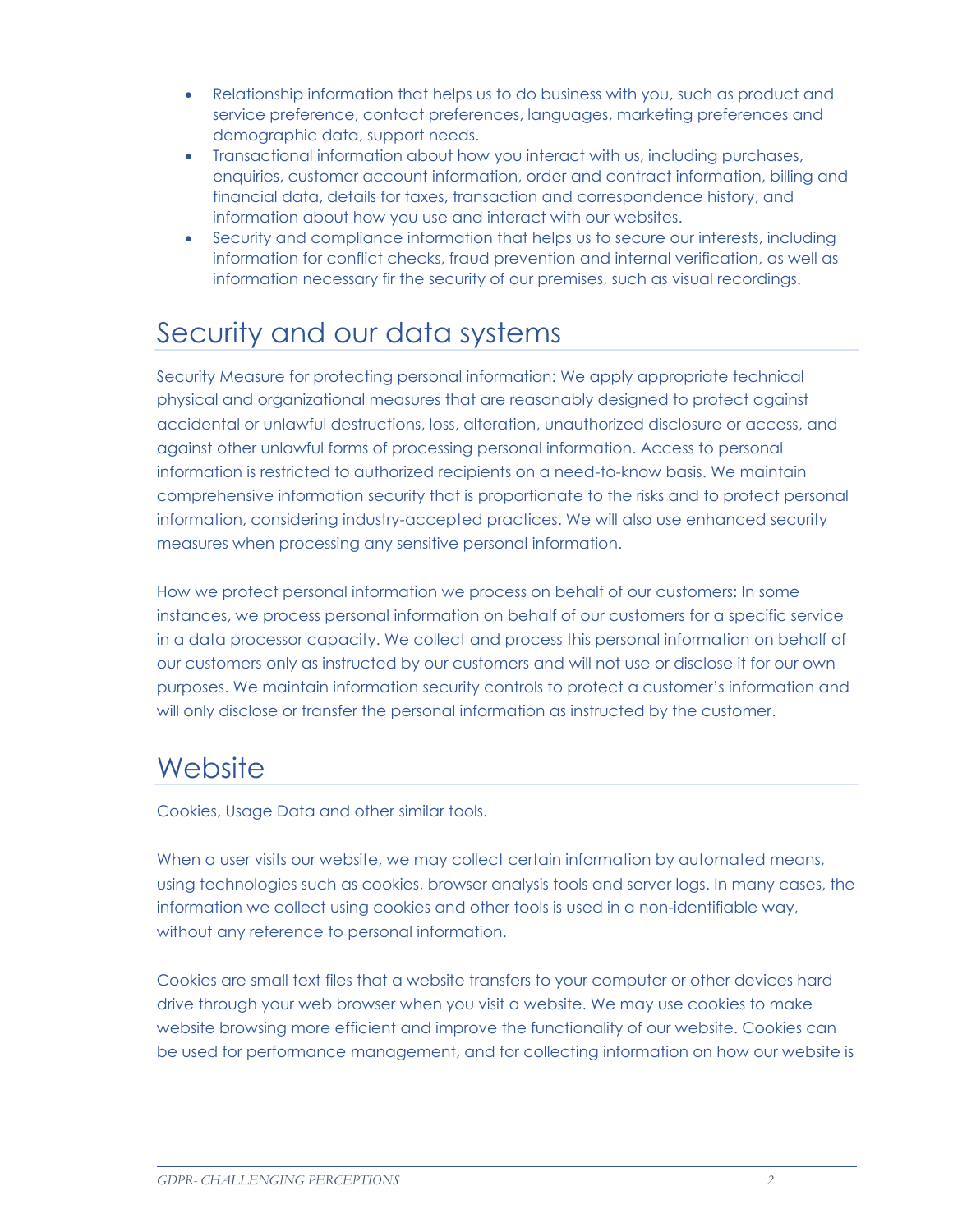- Relationship information that helps us to do business with you, such as product and service preference, contact preferences, languages, marketing preferences and demographic data, support needs.
- Transactional information about how you interact with us, including purchases, enquiries, customer account information, order and contract information, billing and financial data, details for taxes, transaction and correspondence history, and information about how you use and interact with our websites.
- Security and compliance information that helps us to secure our interests, including information for conflict checks, fraud prevention and internal verification, as well as information necessary fir the security of our premises, such as visual recordings.

## Security and our data systems

Security Measure for protecting personal information: We apply appropriate technical physical and organizational measures that are reasonably designed to protect against accidental or unlawful destructions, loss, alteration, unauthorized disclosure or access, and against other unlawful forms of processing personal information. Access to personal information is restricted to authorized recipients on a need-to-know basis. We maintain comprehensive information security that is proportionate to the risks and to protect personal information, considering industry-accepted practices. We will also use enhanced security measures when processing any sensitive personal information.

How we protect personal information we process on behalf of our customers: In some instances, we process personal information on behalf of our customers for a specific service in a data processor capacity. We collect and process this personal information on behalf of our customers only as instructed by our customers and will not use or disclose it for our own purposes. We maintain information security controls to protect a customer's information and will only disclose or transfer the personal information as instructed by the customer.

## Website

Cookies, Usage Data and other similar tools.

When a user visits our website, we may collect certain information by automated means, using technologies such as cookies, browser analysis tools and server logs. In many cases, the information we collect using cookies and other tools is used in a non-identifiable way, without any reference to personal information.

Cookies are small text files that a website transfers to your computer or other devices hard drive through your web browser when you visit a website. We may use cookies to make website browsing more efficient and improve the functionality of our website. Cookies can be used for performance management, and for collecting information on how our website is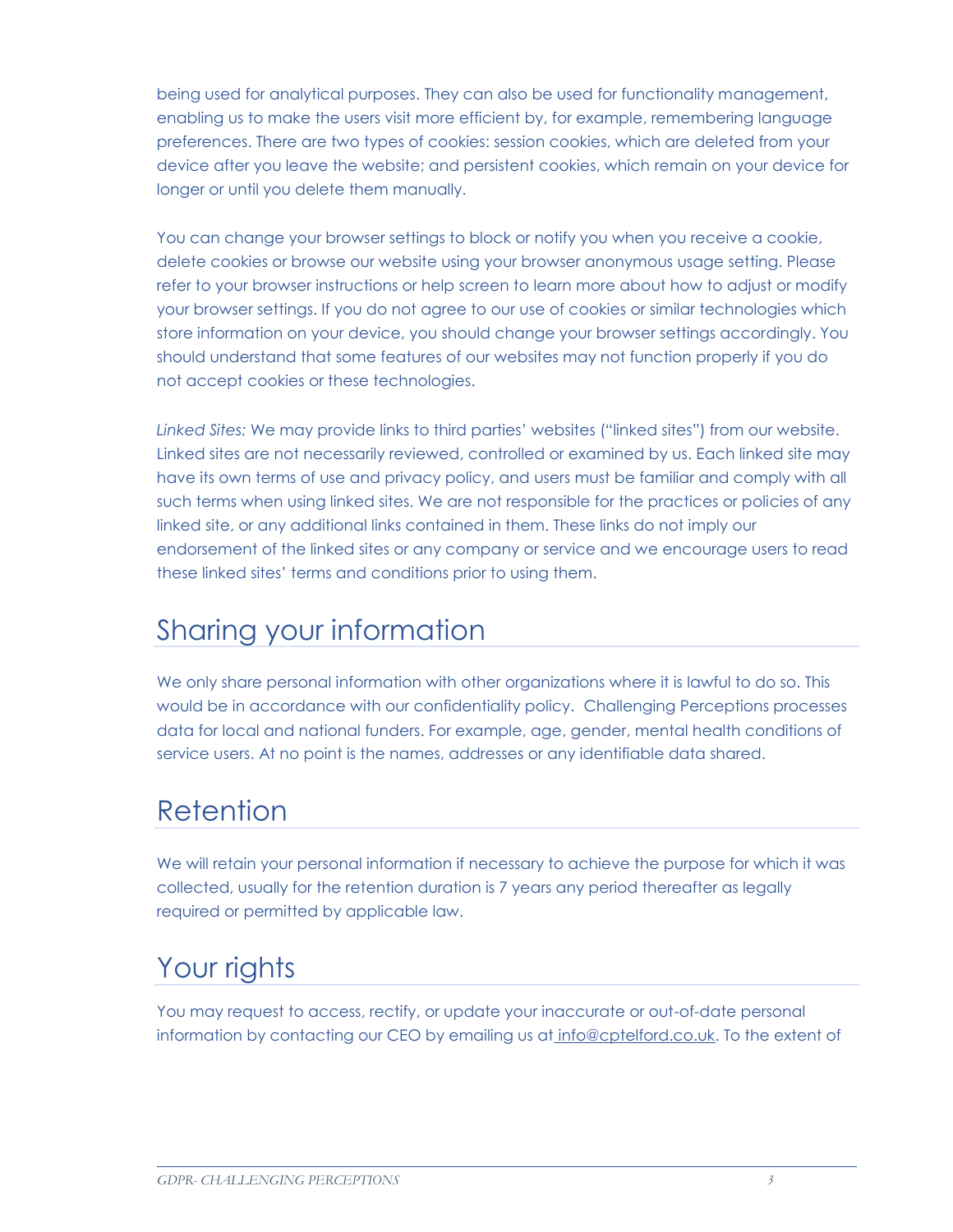being used for analytical purposes. They can also be used for functionality management, enabling us to make the users visit more efficient by, for example, remembering language preferences. There are two types of cookies: session cookies, which are deleted from your device after you leave the website; and persistent cookies, which remain on your device for longer or until you delete them manually.

You can change your browser settings to block or notify you when you receive a cookie, delete cookies or browse our website using your browser anonymous usage setting. Please refer to your browser instructions or help screen to learn more about how to adjust or modify your browser settings. If you do not agree to our use of cookies or similar technologies which store information on your device, you should change your browser settings accordingly. You should understand that some features of our websites may not function properly if you do not accept cookies or these technologies.

*Linked Sites:* We may provide links to third parties' websites ("linked sites") from our website. Linked sites are not necessarily reviewed, controlled or examined by us. Each linked site may have its own terms of use and privacy policy, and users must be familiar and comply with all such terms when using linked sites. We are not responsible for the practices or policies of any linked site, or any additional links contained in them. These links do not imply our endorsement of the linked sites or any company or service and we encourage users to read these linked sites' terms and conditions prior to using them.

## Sharing your information

We only share personal information with other organizations where it is lawful to do so. This would be in accordance with our confidentiality policy. Challenging Perceptions processes data for local and national funders. For example, age, gender, mental health conditions of service users. At no point is the names, addresses or any identifiable data shared.

## Retention

We will retain your personal information if necessary to achieve the purpose for which it was collected, usually for the retention duration is 7 years any period thereafter as legally required or permitted by applicable law.

## Your rights

You may request to access, rectify, or update your inaccurate or out-of-date personal information by contacting our CEO by emailing us at info@cptelford.co.uk. To the extent of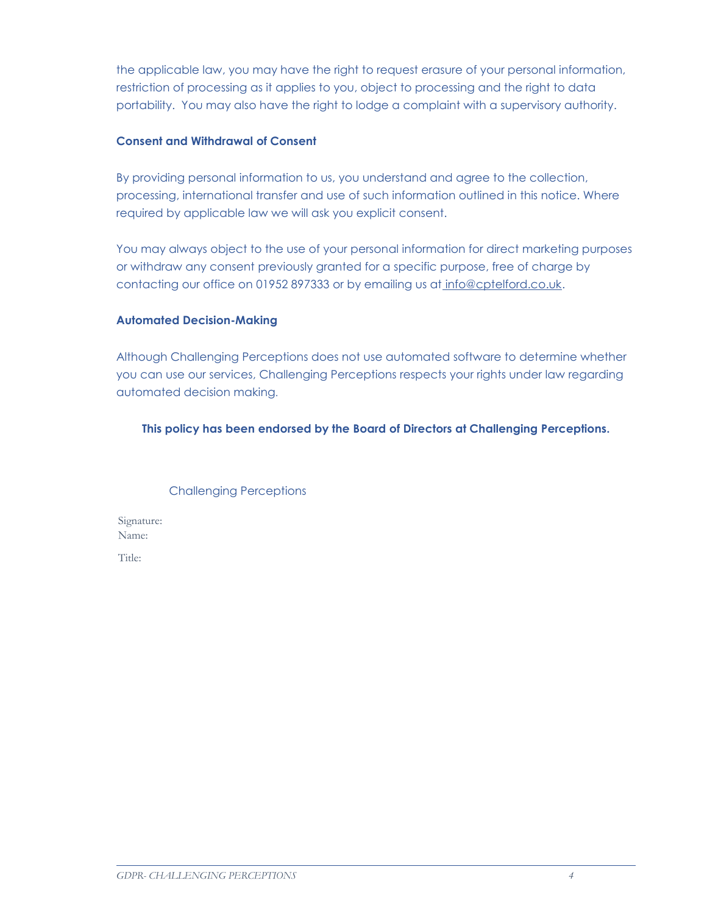the applicable law, you may have the right to request erasure of your personal information, restriction of processing as it applies to you, object to processing and the right to data portability. You may also have the right to lodge a complaint with a supervisory authority.

### Consent and Withdrawal of Consent

By providing personal information to us, you understand and agree to the collection, processing, international transfer and use of such information outlined in this notice. Where required by applicable law we will ask you explicit consent.

You may always object to the use of your personal information for direct marketing purposes or withdraw any consent previously granted for a specific purpose, free of charge by contacting our office on 01952 897333 or by emailing us at info@cptelford.co.uk.

### Automated Decision-Making

Although Challenging Perceptions does not use automated software to determine whether you can use our services, Challenging Perceptions respects your rights under law regarding automated decision making.

**This policy has been endorsed by the Board of Directors at Challenging Perceptions.**

Challenging Perceptions

Signature:
Name:

Title: